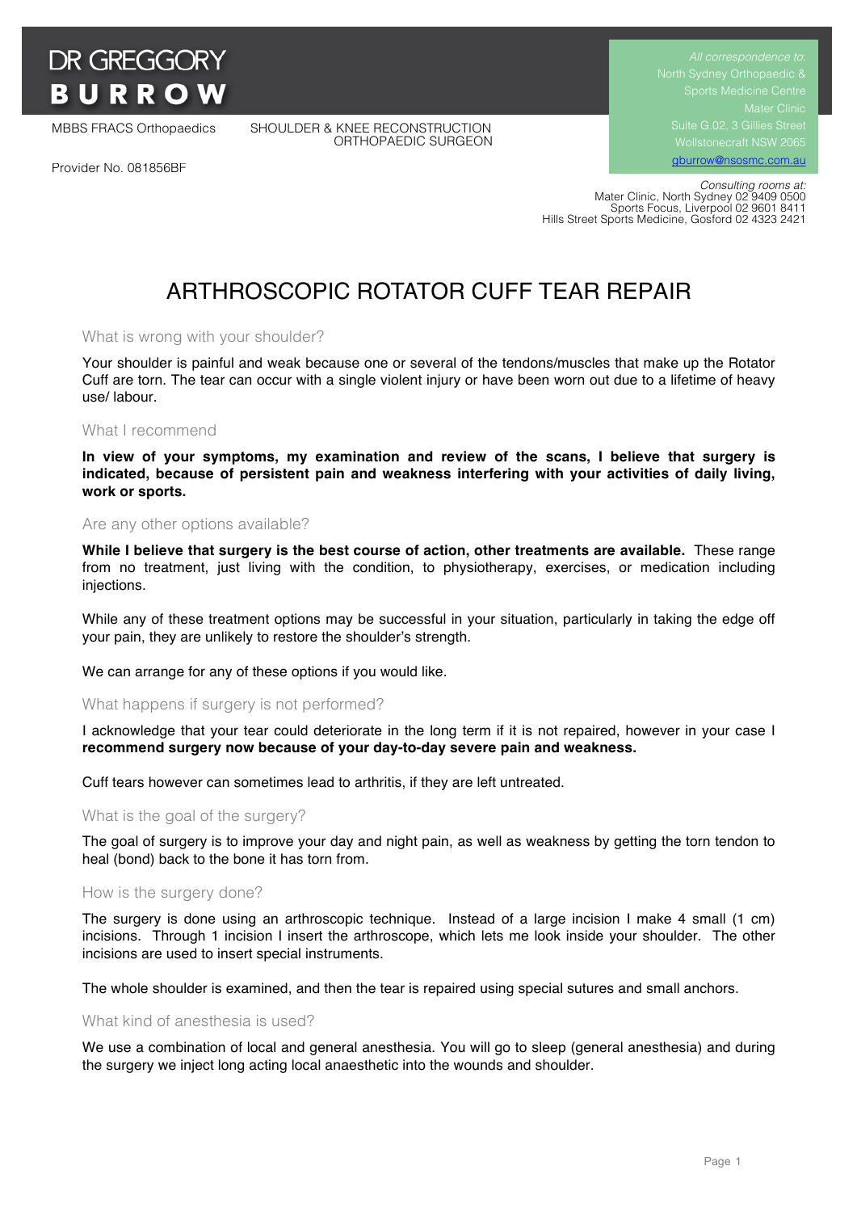**DR GREGGORY BURROW**

MBBS FRACS Orthopaedics

SHOULDER & KNEE RECONSTRUCTION ORTHOPAEDIC SURGEON

Provider No. 081856BF

*All correspondence to:*
North Sydney Orthopaedic & Sports Medicine Centre
Mater Clinic
Suite G.02, 3 Gillies Street
Wollstonecraft NSW 2065
gburrow@nsosmc.com.au

*Consulting rooms at:*
Mater Clinic, North Sydney 02 9409 0500
Sports Focus, Liverpool 02 9601 8411
Hills Street Sports Medicine, Gosford 02 4323 2421

# ARTHROSCOPIC ROTATOR CUFF TEAR REPAIR

## What is wrong with your shoulder?

Your shoulder is painful and weak because one or several of the tendons/muscles that make up the Rotator Cuff are torn. The tear can occur with a single violent injury or have been worn out due to a lifetime of heavy use/ labour.

## What I recommend

**In view of your symptoms, my examination and review of the scans, I believe that surgery is indicated, because of persistent pain and weakness interfering with your activities of daily living, work or sports.**

## Are any other options available?

**While I believe that surgery is the best course of action, other treatments are available.** These range from no treatment, just living with the condition, to physiotherapy, exercises, or medication including injections.

While any of these treatment options may be successful in your situation, particularly in taking the edge off your pain, they are unlikely to restore the shoulder's strength.

We can arrange for any of these options if you would like.

## What happens if surgery is not performed?

I acknowledge that your tear could deteriorate in the long term if it is not repaired, however in your case I **recommend surgery now because of your day-to-day severe pain and weakness.**

Cuff tears however can sometimes lead to arthritis, if they are left untreated.

## What is the goal of the surgery?

The goal of surgery is to improve your day and night pain, as well as weakness by getting the torn tendon to heal (bond) back to the bone it has torn from.

## How is the surgery done?

The surgery is done using an arthroscopic technique. Instead of a large incision I make 4 small (1 cm) incisions. Through 1 incision I insert the arthroscope, which lets me look inside your shoulder. The other incisions are used to insert special instruments.

The whole shoulder is examined, and then the tear is repaired using special sutures and small anchors.

## What kind of anesthesia is used?

We use a combination of local and general anesthesia. You will go to sleep (general anesthesia) and during the surgery we inject long acting local anaesthetic into the wounds and shoulder.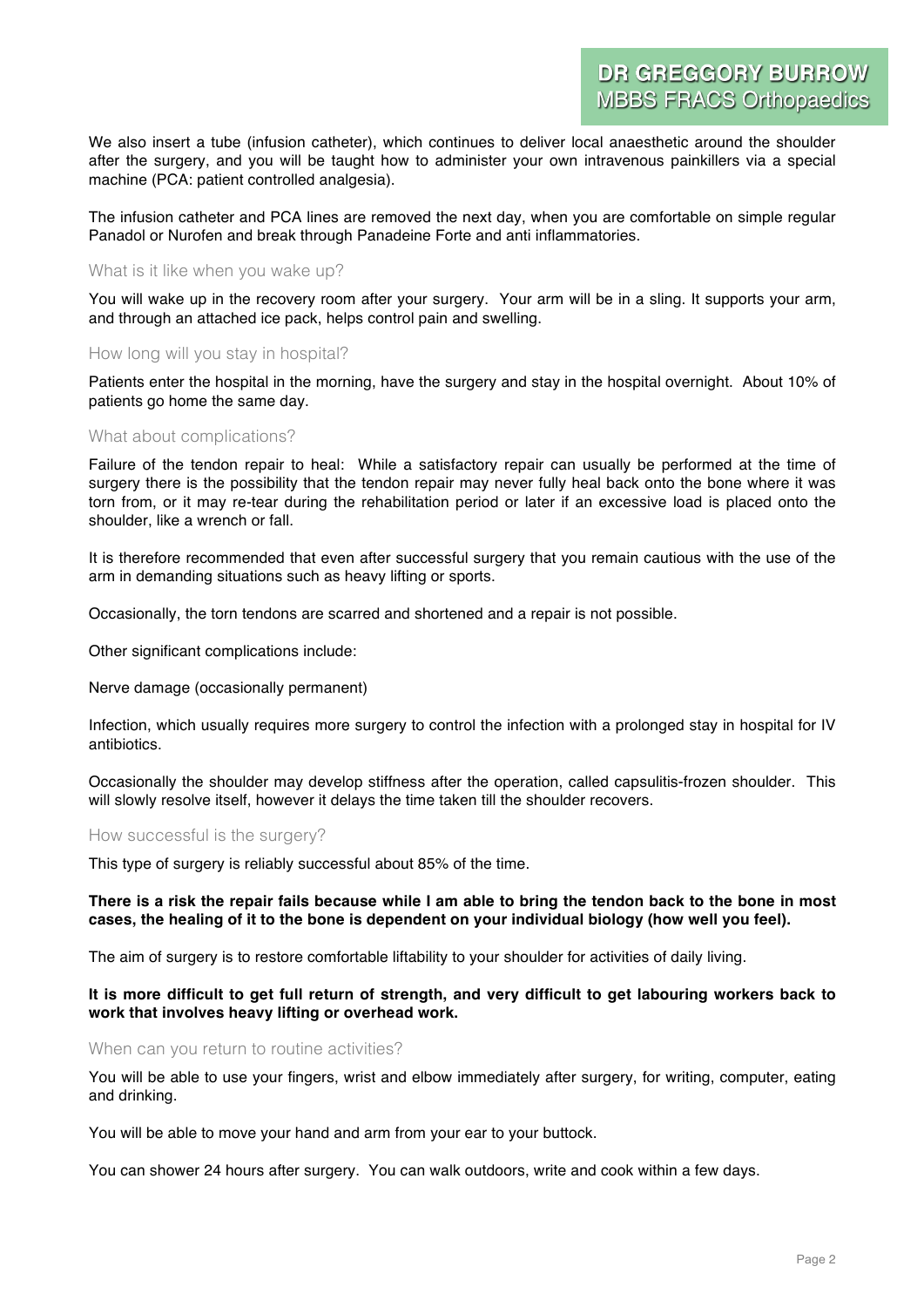We also insert a tube (infusion catheter), which continues to deliver local anaesthetic around the shoulder after the surgery, and you will be taught how to administer your own intravenous painkillers via a special machine (PCA: patient controlled analgesia).

The infusion catheter and PCA lines are removed the next day, when you are comfortable on simple regular Panadol or Nurofen and break through Panadeine Forte and anti inflammatories.

## What is it like when you wake up?

You will wake up in the recovery room after your surgery. Your arm will be in a sling. It supports your arm, and through an attached ice pack, helps control pain and swelling.

## How long will you stay in hospital?

Patients enter the hospital in the morning, have the surgery and stay in the hospital overnight. About 10% of patients go home the same day.

## What about complications?

Failure of the tendon repair to heal: While a satisfactory repair can usually be performed at the time of surgery there is the possibility that the tendon repair may never fully heal back onto the bone where it was torn from, or it may re-tear during the rehabilitation period or later if an excessive load is placed onto the shoulder, like a wrench or fall.

It is therefore recommended that even after successful surgery that you remain cautious with the use of the arm in demanding situations such as heavy lifting or sports.

Occasionally, the torn tendons are scarred and shortened and a repair is not possible.

Other significant complications include:

Nerve damage (occasionally permanent)

Infection, which usually requires more surgery to control the infection with a prolonged stay in hospital for IV antibiotics.

Occasionally the shoulder may develop stiffness after the operation, called capsulitis-frozen shoulder. This will slowly resolve itself, however it delays the time taken till the shoulder recovers.

## How successful is the surgery?

This type of surgery is reliably successful about 85% of the time.

**There is a risk the repair fails because while I am able to bring the tendon back to the bone in most cases, the healing of it to the bone is dependent on your individual biology (how well you feel).**

The aim of surgery is to restore comfortable liftability to your shoulder for activities of daily living.

**It is more difficult to get full return of strength, and very difficult to get labouring workers back to work that involves heavy lifting or overhead work.**

## When can you return to routine activities?

You will be able to use your fingers, wrist and elbow immediately after surgery, for writing, computer, eating and drinking.

You will be able to move your hand and arm from your ear to your buttock.

You can shower 24 hours after surgery. You can walk outdoors, write and cook within a few days.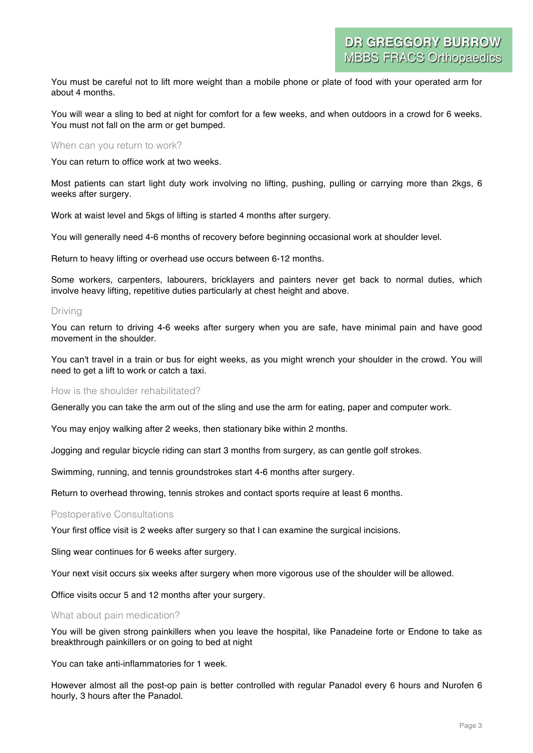You must be careful not to lift more weight than a mobile phone or plate of food with your operated arm for about 4 months.

You will wear a sling to bed at night for comfort for a few weeks, and when outdoors in a crowd for 6 weeks. You must not fall on the arm or get bumped.

## When can you return to work?

You can return to office work at two weeks.

Most patients can start light duty work involving no lifting, pushing, pulling or carrying more than 2kgs, 6 weeks after surgery.

Work at waist level and 5kgs of lifting is started 4 months after surgery.

You will generally need 4-6 months of recovery before beginning occasional work at shoulder level.

Return to heavy lifting or overhead use occurs between 6-12 months.

Some workers, carpenters, labourers, bricklayers and painters never get back to normal duties, which involve heavy lifting, repetitive duties particularly at chest height and above.

## Driving

You can return to driving 4-6 weeks after surgery when you are safe, have minimal pain and have good movement in the shoulder.

You can't travel in a train or bus for eight weeks, as you might wrench your shoulder in the crowd. You will need to get a lift to work or catch a taxi.

## How is the shoulder rehabilitated?

Generally you can take the arm out of the sling and use the arm for eating, paper and computer work.

You may enjoy walking after 2 weeks, then stationary bike within 2 months.

Jogging and regular bicycle riding can start 3 months from surgery, as can gentle golf strokes.

Swimming, running, and tennis groundstrokes start 4-6 months after surgery.

Return to overhead throwing, tennis strokes and contact sports require at least 6 months.

## Postoperative Consultations

Your first office visit is 2 weeks after surgery so that I can examine the surgical incisions.

Sling wear continues for 6 weeks after surgery.

Your next visit occurs six weeks after surgery when more vigorous use of the shoulder will be allowed.

Office visits occur 5 and 12 months after your surgery.

## What about pain medication?

You will be given strong painkillers when you leave the hospital, like Panadeine forte or Endone to take as breakthrough painkillers or on going to bed at night

You can take anti-inflammatories for 1 week.

However almost all the post-op pain is better controlled with regular Panadol every 6 hours and Nurofen 6 hourly, 3 hours after the Panadol.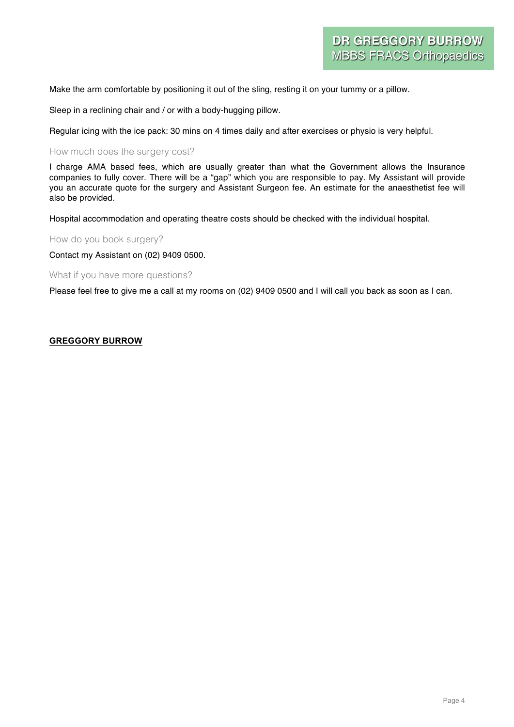Make the arm comfortable by positioning it out of the sling, resting it on your tummy or a pillow.

Sleep in a reclining chair and / or with a body-hugging pillow.

Regular icing with the ice pack: 30 mins on 4 times daily and after exercises or physio is very helpful.

### How much does the surgery cost?

I charge AMA based fees, which are usually greater than what the Government allows the Insurance companies to fully cover. There will be a "gap" which you are responsible to pay. My Assistant will provide you an accurate quote for the surgery and Assistant Surgeon fee. An estimate for the anaesthetist fee will also be provided.

Hospital accommodation and operating theatre costs should be checked with the individual hospital.

### How do you book surgery?

Contact my Assistant on (02) 9409 0500.

### What if you have more questions?

Please feel free to give me a call at my rooms on (02) 9409 0500 and I will call you back as soon as I can.

**GREGGORY BURROW**